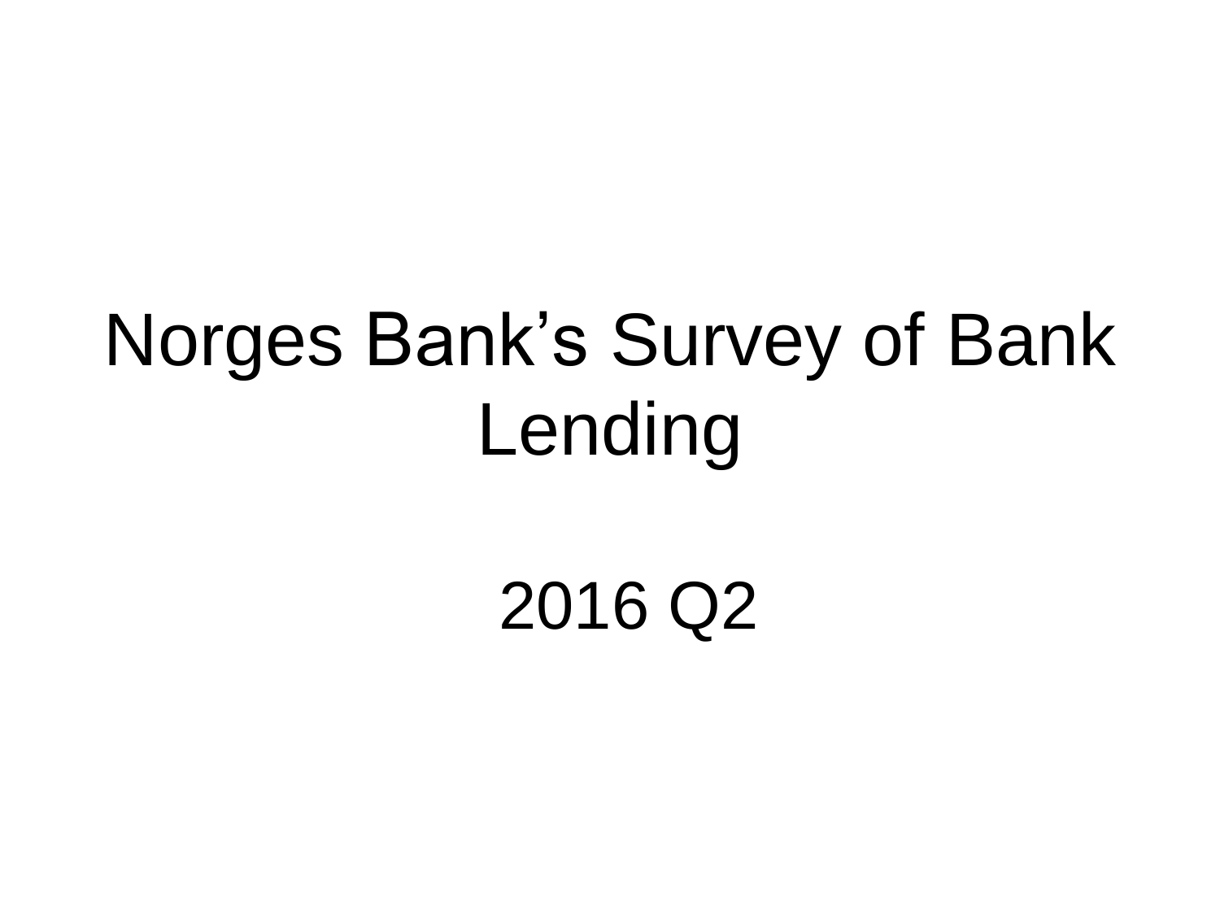# Norges Bank's Survey of Bank Lending

2016 Q2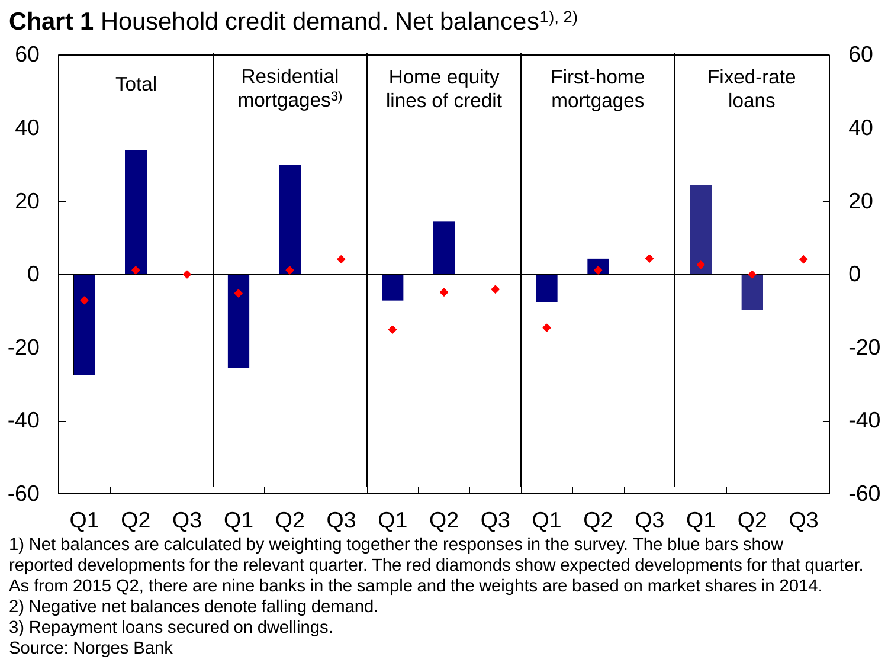**Chart 1** Household credit demand. Net balances[1), 2)]

1) Net balances are calculated by weighting together the responses in the survey. The blue bars show reported developments for the relevant quarter. The red diamonds show expected developments for that quarter. As from 2015 Q2, there are nine banks in the sample and the weights are based on market shares in 2014.
2) Negative net balances denote falling demand.
3) Repayment loans secured on dwellings.
Source: Norges Bank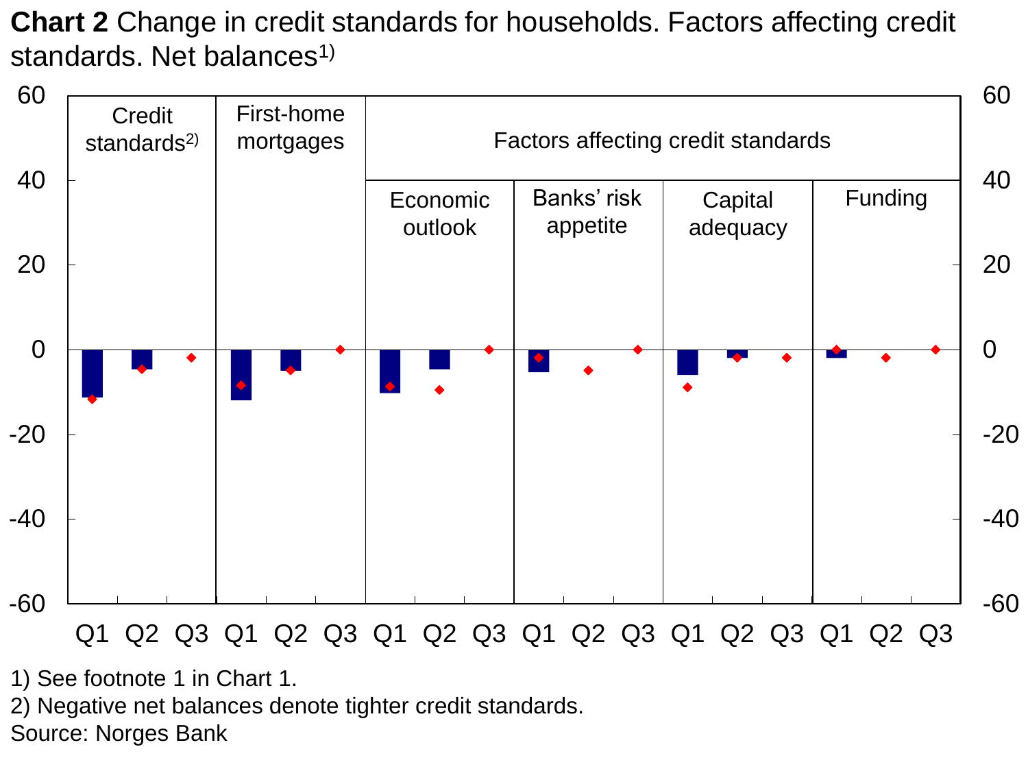**Chart 2** Change in credit standards for households. Factors affecting credit standards. Net balances[1)]

1) See footnote 1 in Chart 1.

2) Negative net balances denote tighter credit standards.

Source: Norges Bank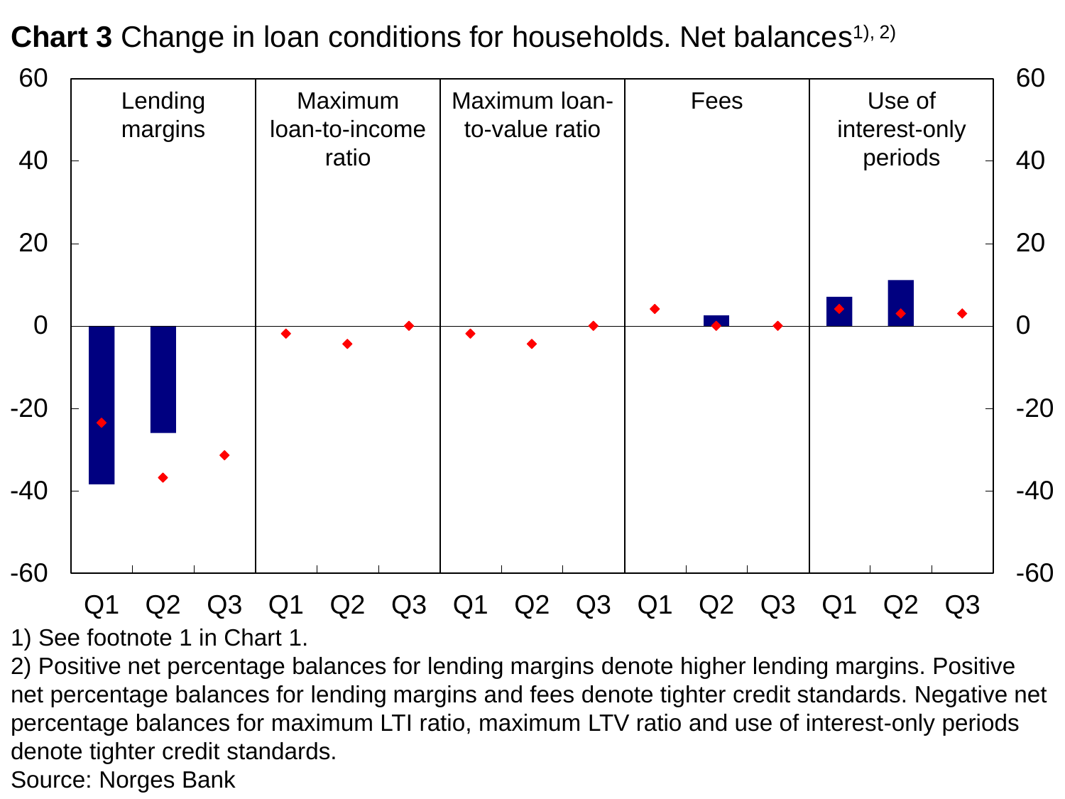**Chart 3** Change in loan conditions for households. Net balances[1), 2)]

1) See footnote 1 in Chart 1.
2) Positive net percentage balances for lending margins denote higher lending margins. Positive net percentage balances for lending margins and fees denote tighter credit standards. Negative net percentage balances for maximum LTI ratio, maximum LTV ratio and use of interest-only periods denote tighter credit standards.
Source: Norges Bank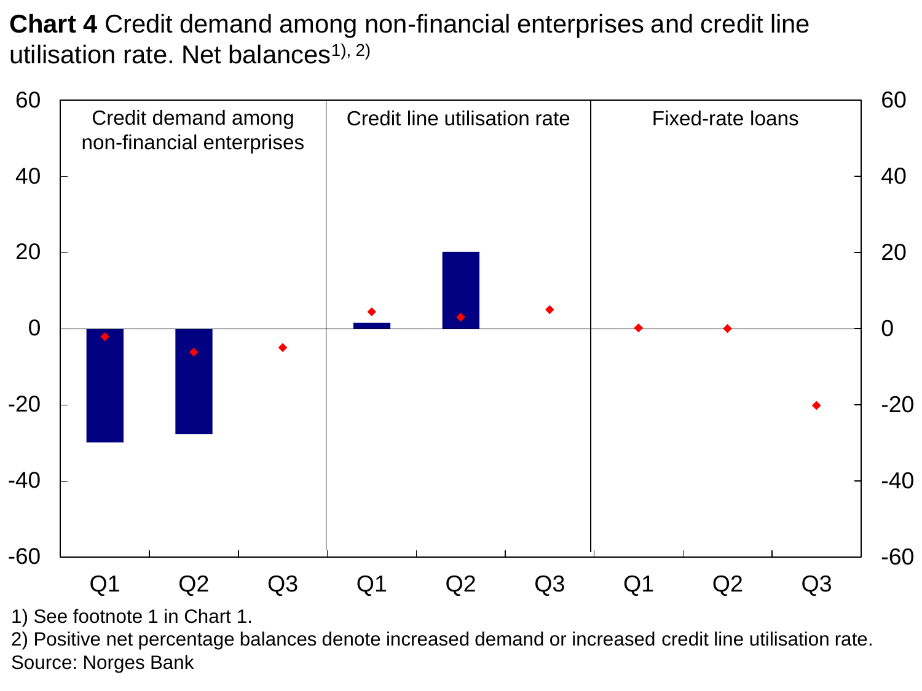**Chart 4** Credit demand among non-financial enterprises and credit line utilisation rate. Net balances[1), 2)]

| | Credit demand among non-financial enterprises | | | Credit line utilisation rate | | | Fixed-rate loans | | |
|---|---|---|---|---|---|---|---|---|---|
| | Q1 | Q2 | Q3 | Q1 | Q2 | Q3 | Q1 | Q2 | Q3 |

1) See footnote 1 in Chart 1.
2) Positive net percentage balances denote increased demand or increased credit line utilisation rate.
Source: Norges Bank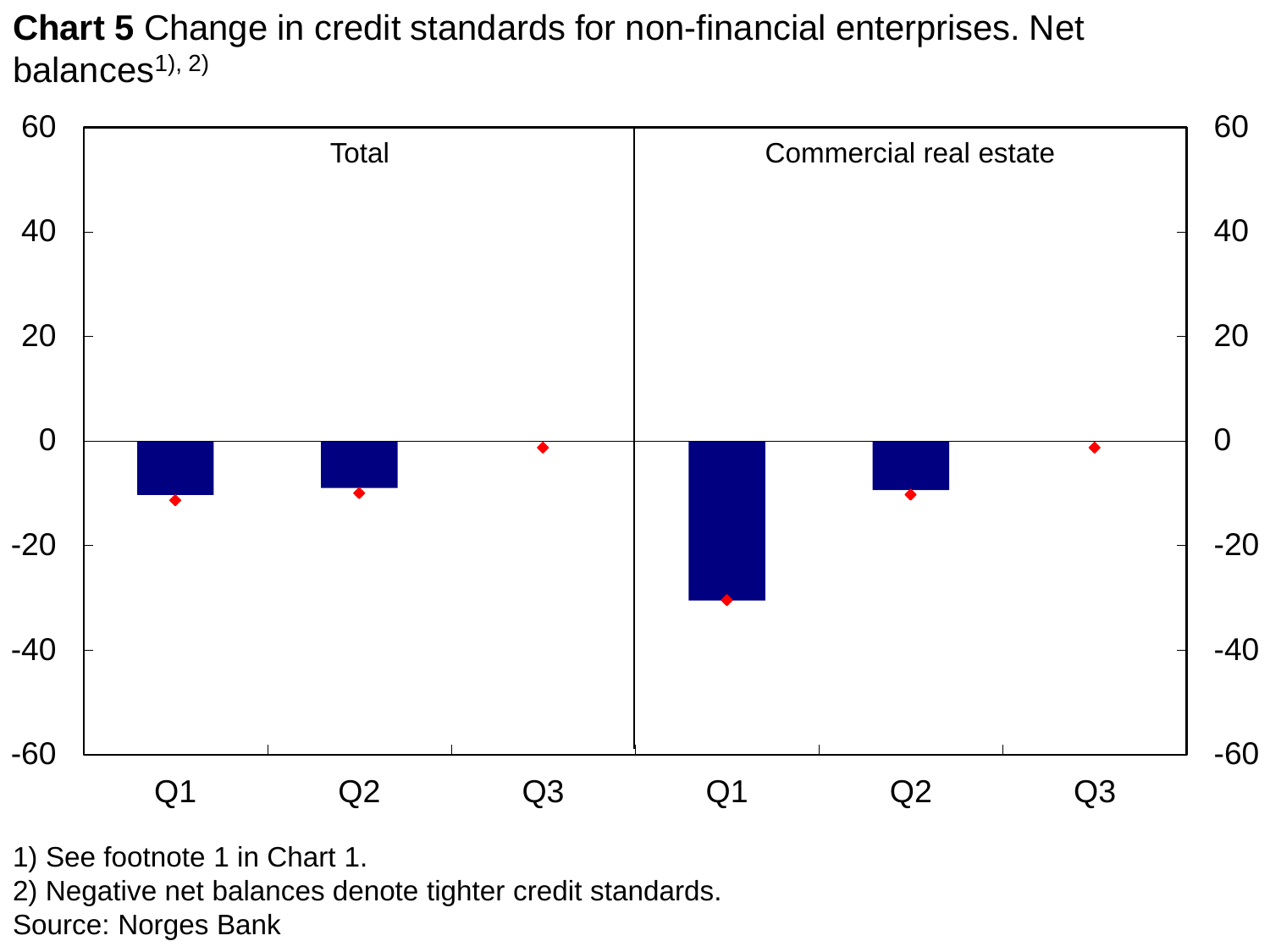**Chart 5** Change in credit standards for non-financial enterprises. Net balances[1), 2)]

1) See footnote 1 in Chart 1.
2) Negative net balances denote tighter credit standards.
Source: Norges Bank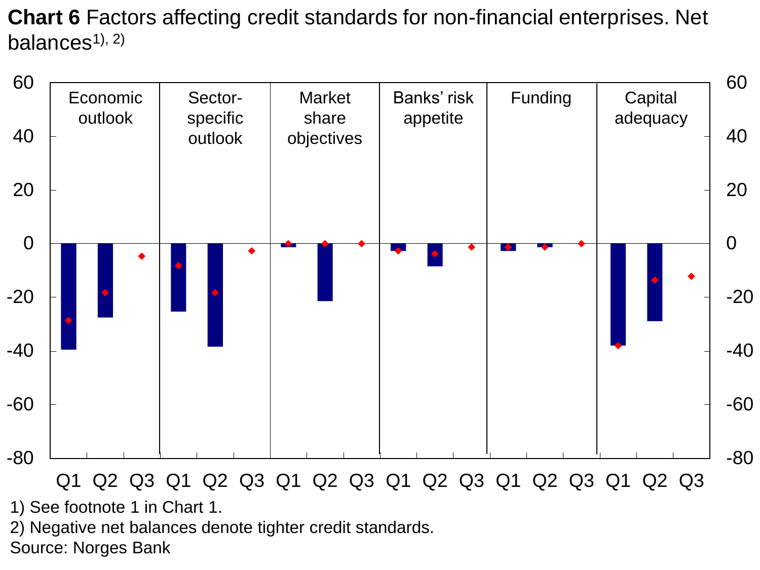**Chart 6** Factors affecting credit standards for non-financial enterprises. Net balances[1), 2)]

1) See footnote 1 in Chart 1.

2) Negative net balances denote tighter credit standards.

Source: Norges Bank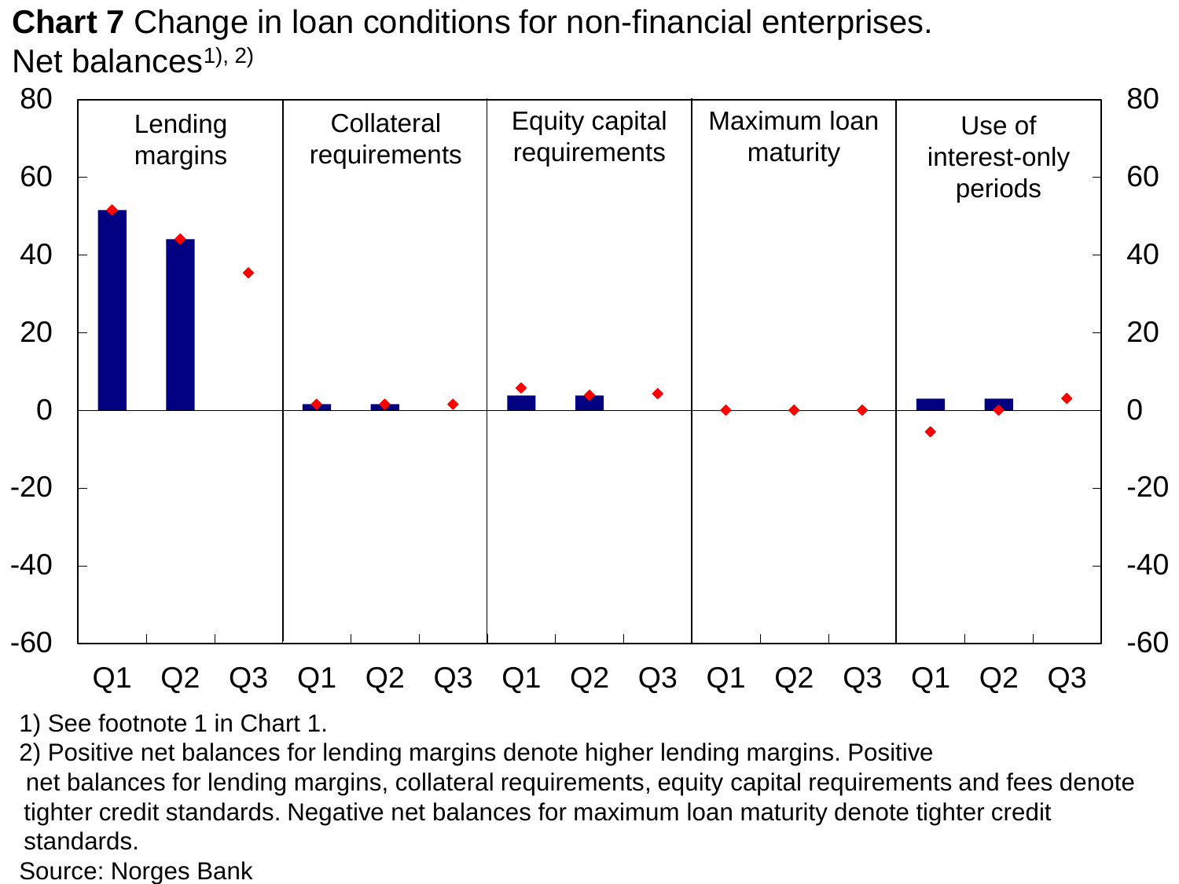**Chart 7** Change in loan conditions for non-financial enterprises. Net balances[1), 2)]

80
60
40
20
0
-20
-40
-60

Lending margins

Collateral requirements

Equity capital requirements

Maximum loan maturity

Use of interest-only periods

Q1 Q2 Q3 Q1 Q2 Q3 Q1 Q2 Q3 Q1 Q2 Q3 Q1 Q2 Q3

1) See footnote 1 in Chart 1.

2) Positive net balances for lending margins denote higher lending margins. Positive net balances for lending margins, collateral requirements, equity capital requirements and fees denote tighter credit standards. Negative net balances for maximum loan maturity denote tighter credit standards.

Source: Norges Bank